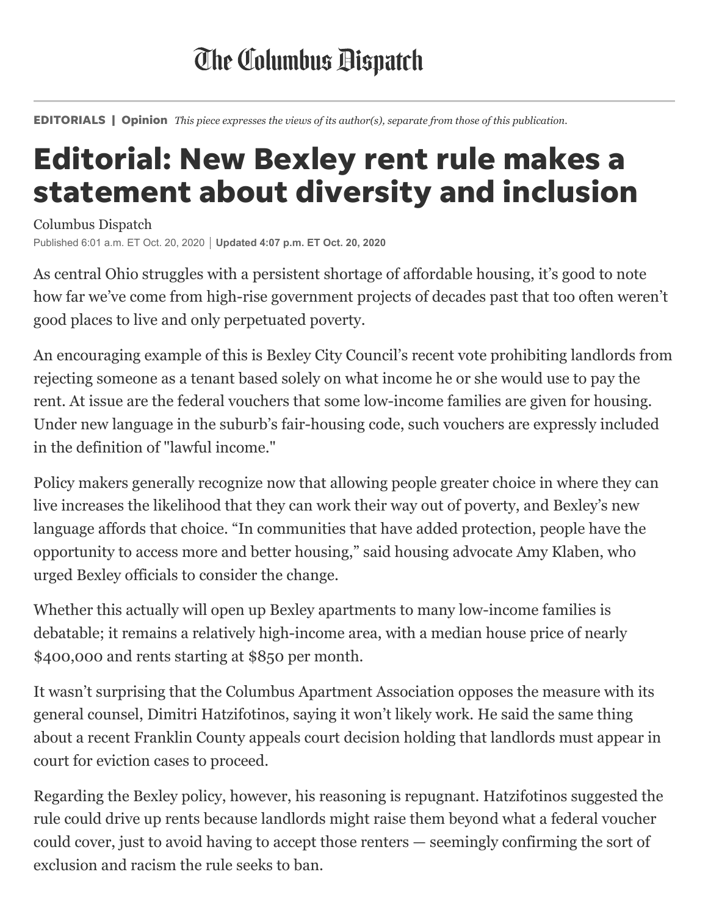The Columbus Dispatch

**EDITORIALS | Opinion** *This piece expresses the views of its author(s), separate from those of this publication.*

# Editorial: New Bexley rent rule makes a statement about diversity and inclusion

Columbus Dispatch

Published 6:01 a.m. ET Oct. 20, 2020 | **Updated 4:07 p.m. ET Oct. 20, 2020**

As central Ohio struggles with a persistent shortage of affordable housing, it's good to note how far we've come from high-rise government projects of decades past that too often weren't good places to live and only perpetuated poverty.

An encouraging example of this is Bexley City Council's recent vote prohibiting landlords from rejecting someone as a tenant based solely on what income he or she would use to pay the rent. At issue are the federal vouchers that some low-income families are given for housing. Under new language in the suburb's fair-housing code, such vouchers are expressly included in the definition of "lawful income."

Policy makers generally recognize now that allowing people greater choice in where they can live increases the likelihood that they can work their way out of poverty, and Bexley's new language affords that choice. "In communities that have added protection, people have the opportunity to access more and better housing," said housing advocate Amy Klaben, who urged Bexley officials to consider the change.

Whether this actually will open up Bexley apartments to many low-income families is debatable; it remains a relatively high-income area, with a median house price of nearly $400,000 and rents starting at $850 per month.

It wasn't surprising that the Columbus Apartment Association opposes the measure with its general counsel, Dimitri Hatzifotinos, saying it won't likely work. He said the same thing about a recent Franklin County appeals court decision holding that landlords must appear in court for eviction cases to proceed.

Regarding the Bexley policy, however, his reasoning is repugnant. Hatzifotinos suggested the rule could drive up rents because landlords might raise them beyond what a federal voucher could cover, just to avoid having to accept those renters — seemingly confirming the sort of exclusion and racism the rule seeks to ban.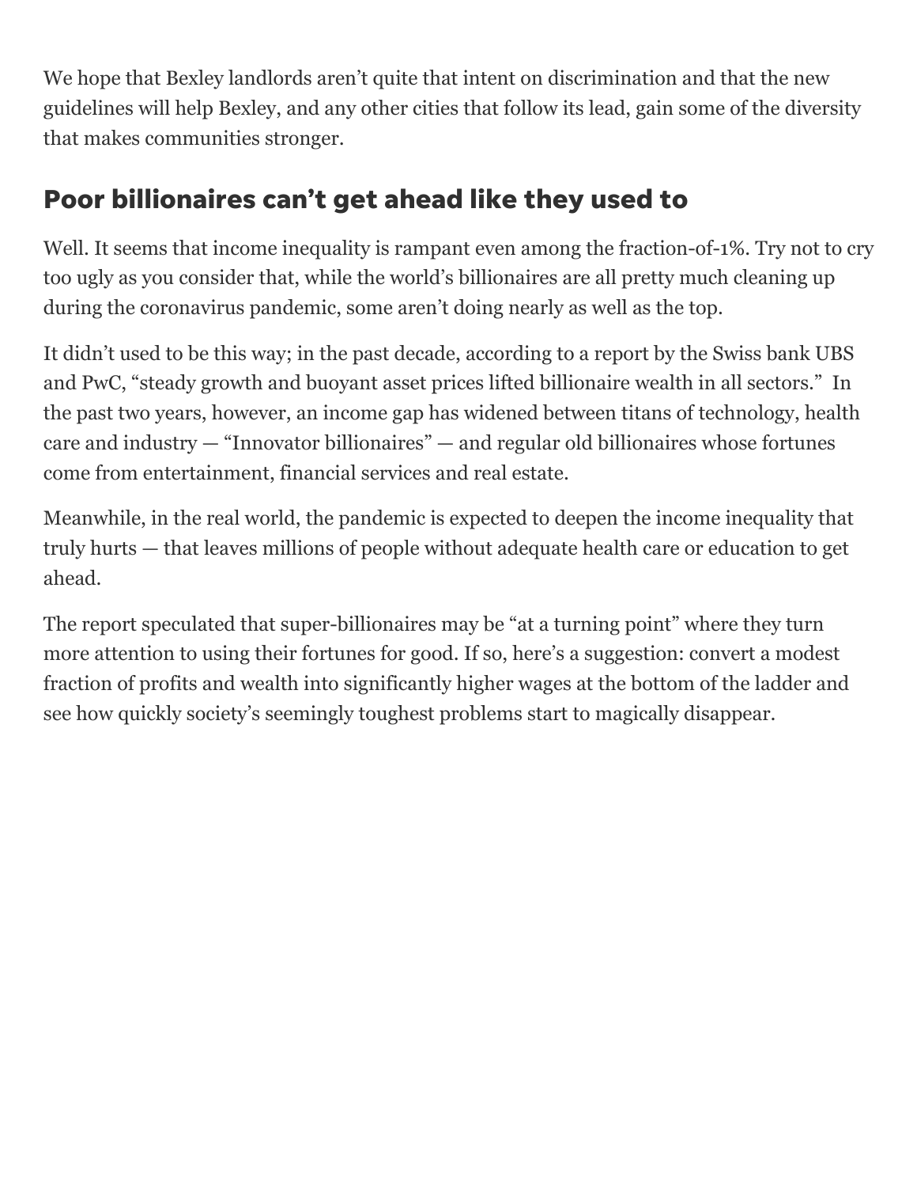We hope that Bexley landlords aren't quite that intent on discrimination and that the new guidelines will help Bexley, and any other cities that follow its lead, gain some of the diversity that makes communities stronger.

## Poor billionaires can't get ahead like they used to

Well. It seems that income inequality is rampant even among the fraction-of-1%. Try not to cry too ugly as you consider that, while the world's billionaires are all pretty much cleaning up during the coronavirus pandemic, some aren't doing nearly as well as the top.

It didn't used to be this way; in the past decade, according to a report by the Swiss bank UBS and PwC, "steady growth and buoyant asset prices lifted billionaire wealth in all sectors." In the past two years, however, an income gap has widened between titans of technology, health care and industry — "Innovator billionaires" — and regular old billionaires whose fortunes come from entertainment, financial services and real estate.

Meanwhile, in the real world, the pandemic is expected to deepen the income inequality that truly hurts — that leaves millions of people without adequate health care or education to get ahead.

The report speculated that super-billionaires may be "at a turning point" where they turn more attention to using their fortunes for good. If so, here's a suggestion: convert a modest fraction of profits and wealth into significantly higher wages at the bottom of the ladder and see how quickly society's seemingly toughest problems start to magically disappear.